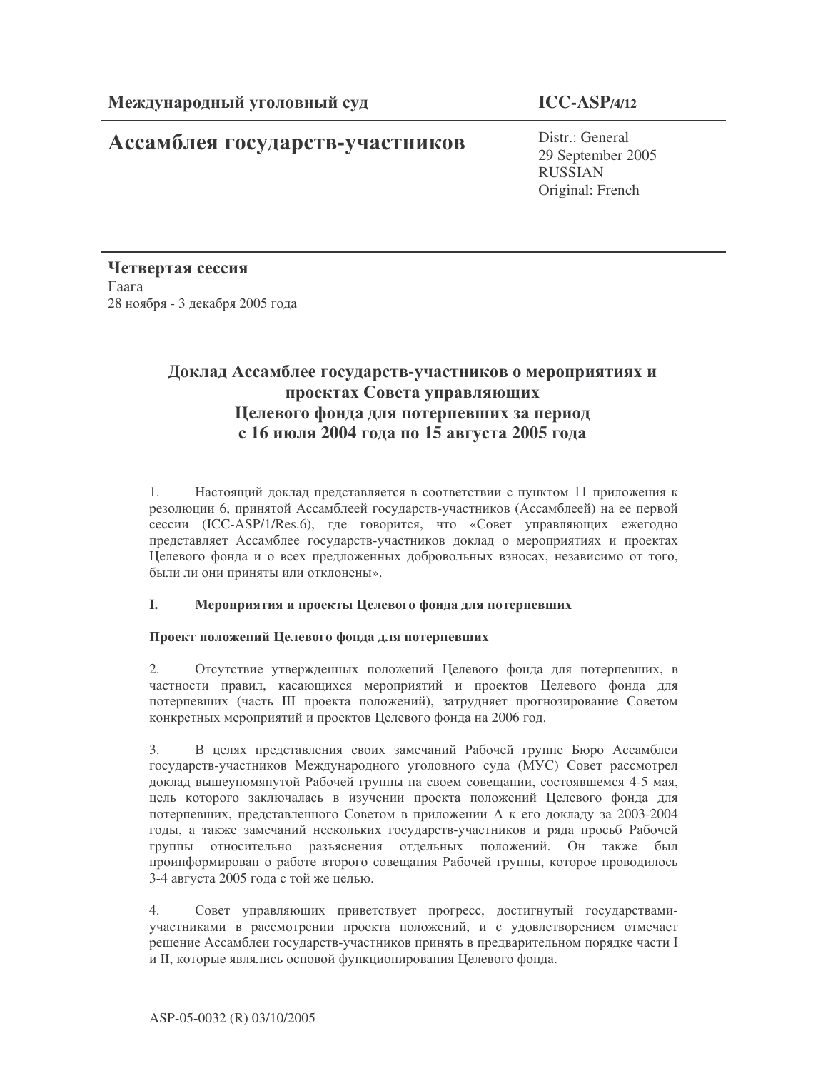**Международный уголовный суд**

**ICC-ASP/4/12**

# Ассамблея государств-участников

Distr.: General
29 September 2005
RUSSIAN
Original: French

**Четвертая сессия**
Гаага
28 ноября - 3 декабря 2005 года

## Доклад Ассамблее государств-участников о мероприятиях и проектах Совета управляющих Целевого фонда для потерпевших за период с 16 июля 2004 года по 15 августа 2005 года

1. Настоящий доклад представляется в соответствии с пунктом 11 приложения к резолюции 6, принятой Ассамблеей государств-участников (Ассамблеей) на ее первой сессии (ICC-ASP/1/Res.6), где говорится, что «Совет управляющих ежегодно представляет Ассамблее государств-участников доклад о мероприятиях и проектах Целевого фонда и о всех предложенных добровольных взносах, независимо от того, были ли они приняты или отклонены».

### I. Мероприятия и проекты Целевого фонда для потерпевших

#### Проект положений Целевого фонда для потерпевших

2. Отсутствие утвержденных положений Целевого фонда для потерпевших, в частности правил, касающихся мероприятий и проектов Целевого фонда для потерпевших (часть III проекта положений), затрудняет прогнозирование Советом конкретных мероприятий и проектов Целевого фонда на 2006 год.

3. В целях представления своих замечаний Рабочей группе Бюро Ассамблеи государств-участников Международного уголовного суда (МУС) Совет рассмотрел доклад вышеупомянутой Рабочей группы на своем совещании, состоявшемся 4-5 мая, цель которого заключалась в изучении проекта положений Целевого фонда для потерпевших, представленного Советом в приложении А к его докладу за 2003-2004 годы, а также замечаний нескольких государств-участников и ряда просьб Рабочей группы относительно разъяснения отдельных положений. Он также был проинформирован о работе второго совещания Рабочей группы, которое проводилось 3-4 августа 2005 года с той же целью.

4. Совет управляющих приветствует прогресс, достигнутый государствами-участниками в рассмотрении проекта положений, и с удовлетворением отмечает решение Ассамблеи государств-участников принять в предварительном порядке части I и II, которые являлись основой функционирования Целевого фонда.

ASP-05-0032 (R) 03/10/2005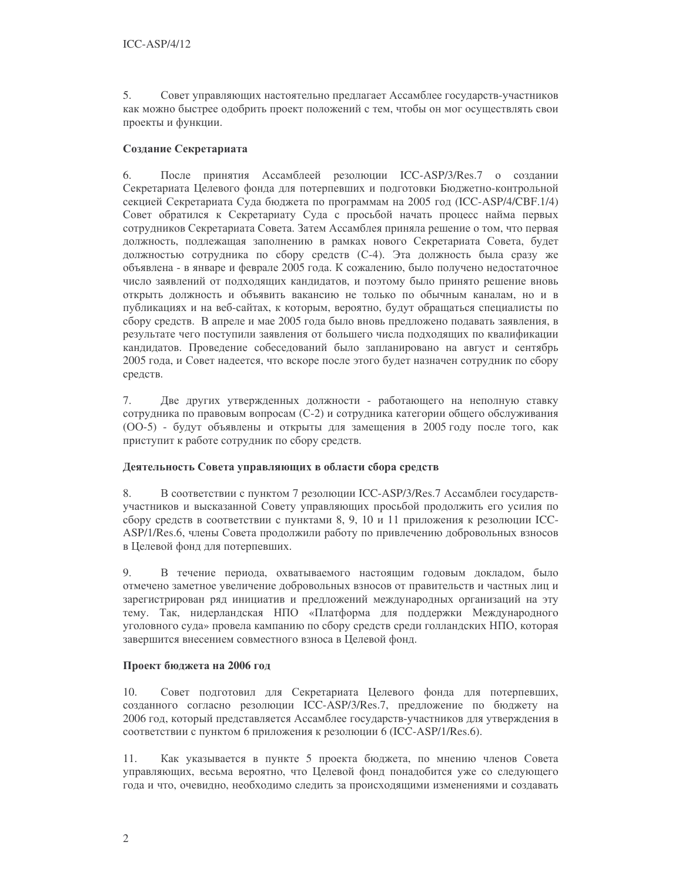5. Совет управляющих настоятельно предлагает Ассамблее государств-участников как можно быстрее одобрить проект положений с тем, чтобы он мог осуществлять свои проекты и функции.

**Создание Секретариата**

6. После принятия Ассамблеей резолюции ICC-ASP/3/Res.7 о создании Секретариата Целевого фонда для потерпевших и подготовки Бюджетно-контрольной секцией Секретариата Суда бюджета по программам на 2005 год (ICC-ASP/4/CBF.1/4) Совет обратился к Секретариату Суда с просьбой начать процесс найма первых сотрудников Секретариата Совета. Затем Ассамблея приняла решение о том, что первая должность, подлежащая заполнению в рамках нового Секретариата Совета, будет должностью сотрудника по сбору средств (С-4). Эта должность была сразу же объявлена - в январе и феврале 2005 года. К сожалению, было получено недостаточное число заявлений от подходящих кандидатов, и поэтому было принято решение вновь открыть должность и объявить вакансию не только по обычным каналам, но и в публикациях и на веб-сайтах, к которым, вероятно, будут обращаться специалисты по сбору средств. В апреле и мае 2005 года было вновь предложено подавать заявления, в результате чего поступили заявления от большего числа подходящих по квалификации кандидатов. Проведение собеседований было запланировано на август и сентябрь 2005 года, и Совет надеется, что вскоре после этого будет назначен сотрудник по сбору средств.

7. Две других утвержденных должности - работающего на неполную ставку сотрудника по правовым вопросам (С-2) и сотрудника категории общего обслуживания (ОО-5) - будут объявлены и открыты для замещения в 2005 году после того, как приступит к работе сотрудник по сбору средств.

**Деятельность Совета управляющих в области сбора средств**

8. В соответствии с пунктом 7 резолюции ICC-ASP/3/Res.7 Ассамблеи государств-участников и высказанной Совету управляющих просьбой продолжить его усилия по сбору средств в соответствии с пунктами 8, 9, 10 и 11 приложения к резолюции ICC-ASP/1/Res.6, члены Совета продолжили работу по привлечению добровольных взносов в Целевой фонд для потерпевших.

9. В течение периода, охватываемого настоящим годовым докладом, было отмечено заметное увеличение добровольных взносов от правительств и частных лиц и зарегистрирован ряд инициатив и предложений международных организаций на эту тему. Так, нидерландская НПО «Платформа для поддержки Международного уголовного суда» провела кампанию по сбору средств среди голландских НПО, которая завершится внесением совместного взноса в Целевой фонд.

**Проект бюджета на 2006 год**

10. Совет подготовил для Секретариата Целевого фонда для потерпевших, созданного согласно резолюции ICC-ASP/3/Res.7, предложение по бюджету на 2006 год, который представляется Ассамблее государств-участников для утверждения в соответствии с пунктом 6 приложения к резолюции 6 (ICC-ASP/1/Res.6).

11. Как указывается в пункте 5 проекта бюджета, по мнению членов Совета управляющих, весьма вероятно, что Целевой фонд понадобится уже со следующего года и что, очевидно, необходимо следить за происходящими изменениями и создавать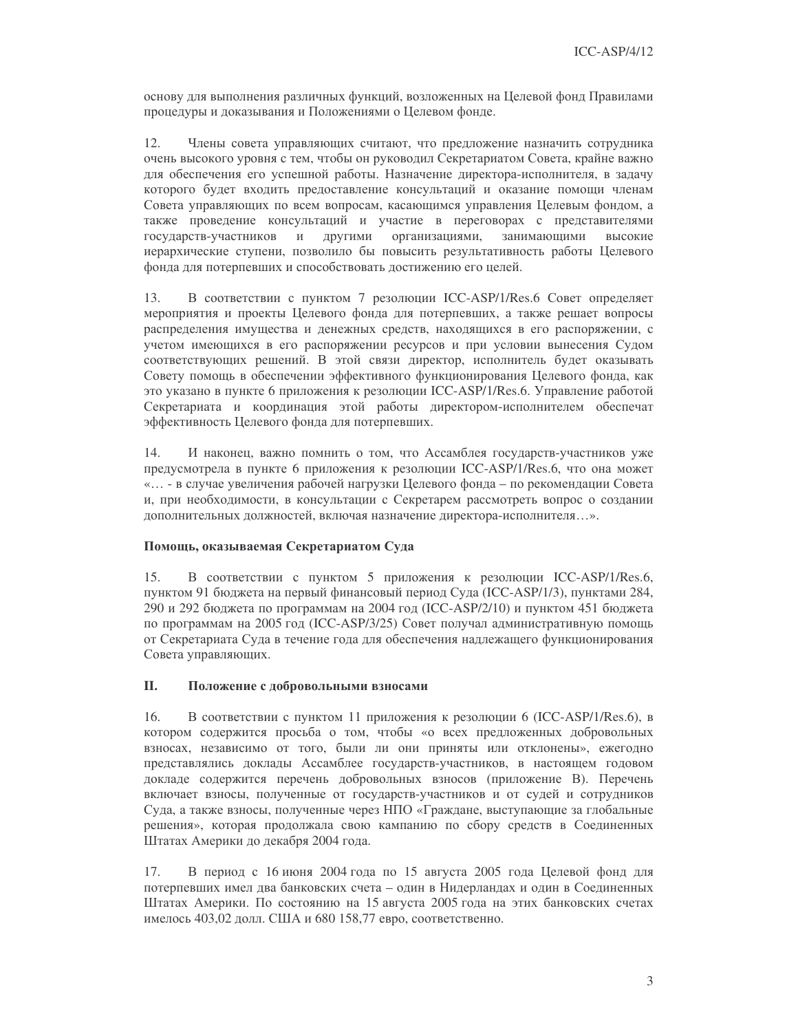основу для выполнения различных функций, возложенных на Целевой фонд Правилами процедуры и доказывания и Положениями о Целевом фонде.

12. Члены совета управляющих считают, что предложение назначить сотрудника очень высокого уровня с тем, чтобы он руководил Секретариатом Совета, крайне важно для обеспечения его успешной работы. Назначение директора-исполнителя, в задачу которого будет входить предоставление консультаций и оказание помощи членам Совета управляющих по всем вопросам, касающимся управления Целевым фондом, а также проведение консультаций и участие в переговорах с представителями государств-участников и другими организациями, занимающими высокие иерархические ступени, позволило бы повысить результативность работы Целевого фонда для потерпевших и способствовать достижению его целей.

13. В соответствии с пунктом 7 резолюции ICC-ASP/1/Res.6 Совет определяет мероприятия и проекты Целевого фонда для потерпевших, а также решает вопросы распределения имущества и денежных средств, находящихся в его распоряжении, с учетом имеющихся в его распоряжении ресурсов и при условии вынесения Судом соответствующих решений. В этой связи директор, исполнитель будет оказывать Совету помощь в обеспечении эффективного функционирования Целевого фонда, как это указано в пункте 6 приложения к резолюции ICC-ASP/1/Res.6. Управление работой Секретариата и координация этой работы директором-исполнителем обеспечат эффективность Целевого фонда для потерпевших.

14. И наконец, важно помнить о том, что Ассамблея государств-участников уже предусмотрела в пункте 6 приложения к резолюции ICC-ASP/1/Res.6, что она может «… - в случае увеличения рабочей нагрузки Целевого фонда – по рекомендации Совета и, при необходимости, в консультации с Секретарем рассмотреть вопрос о создании дополнительных должностей, включая назначение директора-исполнителя…».

**Помощь, оказываемая Секретариатом Суда**

15. В соответствии с пунктом 5 приложения к резолюции ICC-ASP/1/Res.6, пунктом 91 бюджета на первый финансовый период Суда (ICC-ASP/1/3), пунктами 284, 290 и 292 бюджета по программам на 2004 год (ICC-ASP/2/10) и пунктом 451 бюджета по программам на 2005 год (ICC-ASP/3/25) Совет получал административную помощь от Секретариата Суда в течение года для обеспечения надлежащего функционирования Совета управляющих.

## II. Положение с добровольными взносами

16. В соответствии с пунктом 11 приложения к резолюции 6 (ICC-ASP/1/Res.6), в котором содержится просьба о том, чтобы «о всех предложенных добровольных взносах, независимо от того, были ли они приняты или отклонены», ежегодно представлялись доклады Ассамблее государств-участников, в настоящем годовом докладе содержится перечень добровольных взносов (приложение В). Перечень включает взносы, полученные от государств-участников и от судей и сотрудников Суда, а также взносы, полученные через НПО «Граждане, выступающие за глобальные решения», которая продолжала свою кампанию по сбору средств в Соединенных Штатах Америки до декабря 2004 года.

17. В период с 16 июня 2004 года по 15 августа 2005 года Целевой фонд для потерпевших имел два банковских счета – один в Нидерландах и один в Соединенных Штатах Америки. По состоянию на 15 августа 2005 года на этих банковских счетах имелось 403,02 долл. США и 680 158,77 евро, соответственно.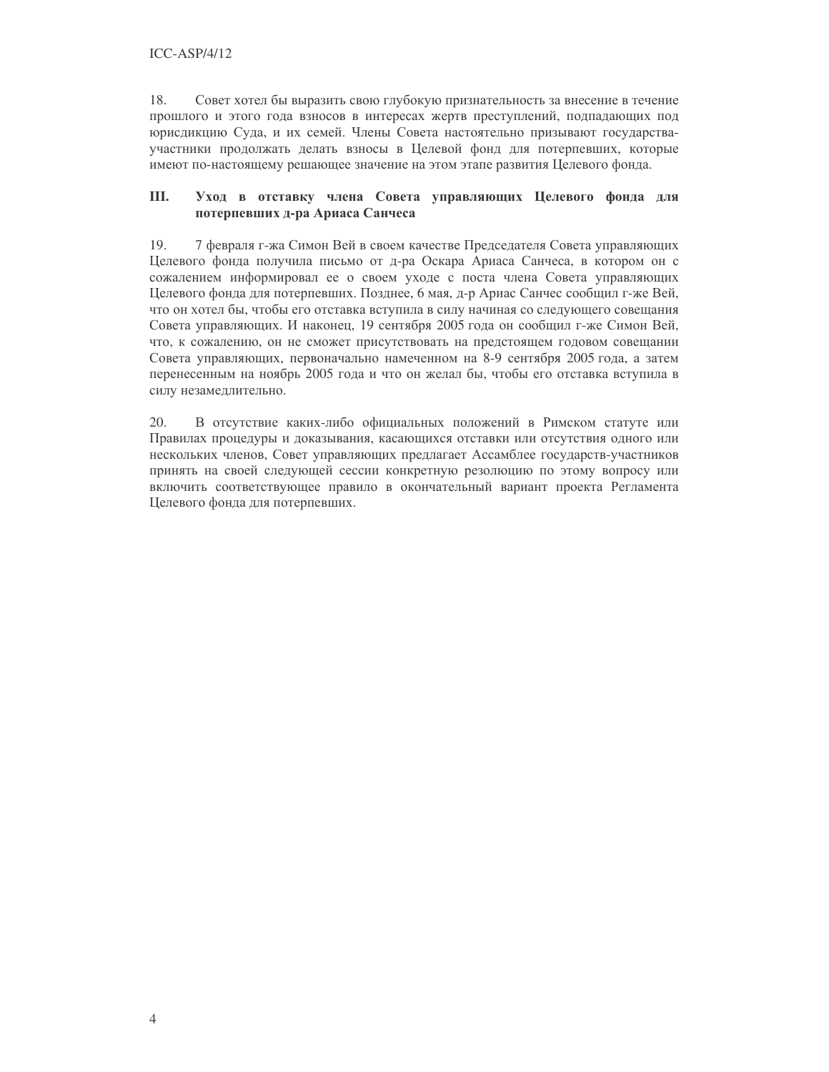18. Совет хотел бы выразить свою глубокую признательность за внесение в течение прошлого и этого года взносов в интересах жертв преступлений, подпадающих под юрисдикцию Суда, и их семей. Члены Совета настоятельно призывают государства-участники продолжать делать взносы в Целевой фонд для потерпевших, которые имеют по-настоящему решающее значение на этом этапе развития Целевого фонда.

## III. Уход в отставку члена Совета управляющих Целевого фонда для потерпевших д-ра Ариаса Санчеса

19. 7 февраля г-жа Симон Вей в своем качестве Председателя Совета управляющих Целевого фонда получила письмо от д-ра Оскара Ариаса Санчеса, в котором он с сожалением информировал ее о своем уходе с поста члена Совета управляющих Целевого фонда для потерпевших. Позднее, 6 мая, д-р Ариас Санчес сообщил г-же Вей, что он хотел бы, чтобы его отставка вступила в силу начиная со следующего совещания Совета управляющих. И наконец, 19 сентября 2005 года он сообщил г-же Симон Вей, что, к сожалению, он не сможет присутствовать на предстоящем годовом совещании Совета управляющих, первоначально намеченном на 8-9 сентября 2005 года, а затем перенесенным на ноябрь 2005 года и что он желал бы, чтобы его отставка вступила в силу незамедлительно.

20. В отсутствие каких-либо официальных положений в Римском статуте или Правилах процедуры и доказывания, касающихся отставки или отсутствия одного или нескольких членов, Совет управляющих предлагает Ассамблее государств-участников принять на своей следующей сессии конкретную резолюцию по этому вопросу или включить соответствующее правило в окончательный вариант проекта Регламента Целевого фонда для потерпевших.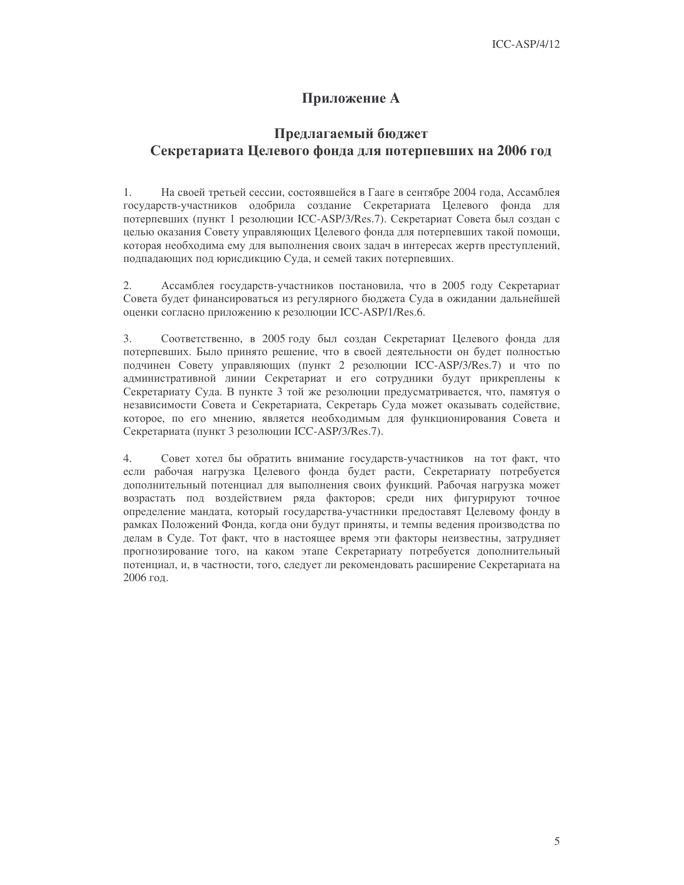# Приложение А

## Предлагаемый бюджет Секретариата Целевого фонда для потерпевших на 2006 год

1. На своей третьей сессии, состоявшейся в Гааге в сентябре 2004 года, Ассамблея государств-участников одобрила создание Секретариата Целевого фонда для потерпевших (пункт 1 резолюции ICC-ASP/3/Res.7). Секретариат Совета был создан с целью оказания Совету управляющих Целевого фонда для потерпевших такой помощи, которая необходима ему для выполнения своих задач в интересах жертв преступлений, подпадающих под юрисдикцию Суда, и семей таких потерпевших.

2. Ассамблея государств-участников постановила, что в 2005 году Секретариат Совета будет финансироваться из регулярного бюджета Суда в ожидании дальнейшей оценки согласно приложению к резолюции ICC-ASP/1/Res.6.

3. Соответственно, в 2005 году был создан Секретариат Целевого фонда для потерпевших. Было принято решение, что в своей деятельности он будет полностью подчинен Совету управляющих (пункт 2 резолюции ICC-ASP/3/Res.7) и что по административной линии Секретариат и его сотрудники будут прикреплены к Секретариату Суда. В пункте 3 той же резолюции предусматривается, что, памятуя о независимости Совета и Секретариата, Секретарь Суда может оказывать содействие, которое, по его мнению, является необходимым для функционирования Совета и Секретариата (пункт 3 резолюции ICC-ASP/3/Res.7).

4. Совет хотел бы обратить внимание государств-участников на тот факт, что если рабочая нагрузка Целевого фонда будет расти, Секретариату потребуется дополнительный потенциал для выполнения своих функций. Рабочая нагрузка может возрастать под воздействием ряда факторов; среди них фигурируют точное определение мандата, который государства-участники предоставят Целевому фонду в рамках Положений Фонда, когда они будут приняты, и темпы ведения производства по делам в Суде. Тот факт, что в настоящее время эти факторы неизвестны, затрудняет прогнозирование того, на каком этапе Секретариату потребуется дополнительный потенциал, и, в частности, того, следует ли рекомендовать расширение Секретариата на 2006 год.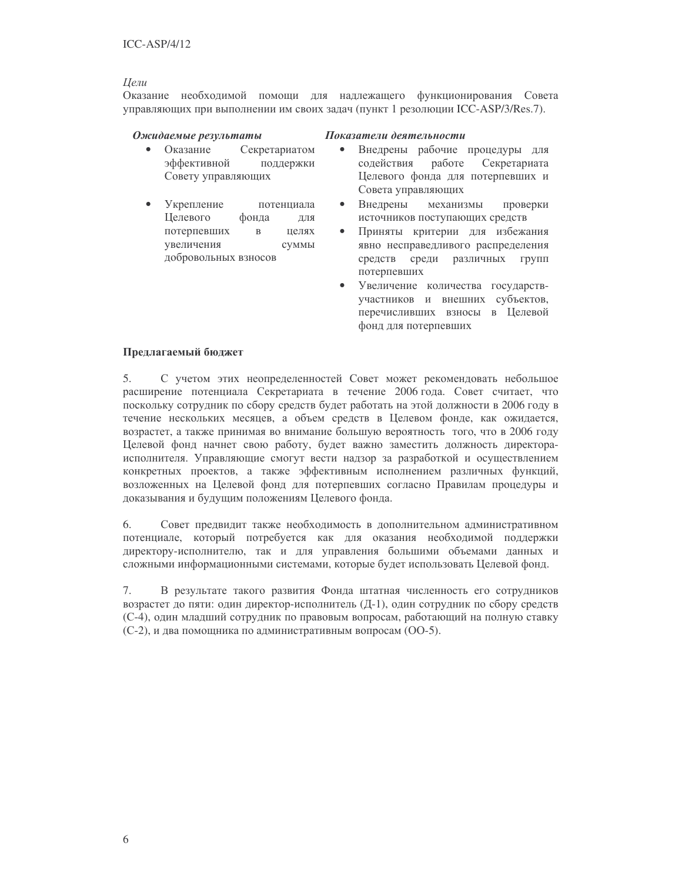*Цели*

Оказание необходимой помощи для надлежащего функционирования Совета управляющих при выполнении им своих задач (пункт 1 резолюции ICC-ASP/3/Res.7).

| ***Ожидаемые результаты*** | ***Показатели деятельности*** |
| --- | --- |
| • Оказание Секретариатом эффективной поддержки Совету управляющих | • Внедрены рабочие процедуры для содействия работе Секретариата Целевого фонда для потерпевших и Совета управляющих |
| • Укрепление потенциала Целевого фонда для потерпевших в целях увеличения суммы добровольных взносов | • Внедрены механизмы проверки источников поступающих средств<br>• Приняты критерии для избежания явно несправедливого распределения средств среди различных групп потерпевших<br>• Увеличение количества государств-участников и внешних субъектов, перечисливших взносы в Целевой фонд для потерпевших |

**Предлагаемый бюджет**

5. С учетом этих неопределенностей Совет может рекомендовать небольшое расширение потенциала Секретариата в течение 2006 года. Совет считает, что поскольку сотрудник по сбору средств будет работать на этой должности в 2006 году в течение нескольких месяцев, а объем средств в Целевом фонде, как ожидается, возрастет, а также принимая во внимание большую вероятность того, что в 2006 году Целевой фонд начнет свою работу, будет важно заместить должность директора-исполнителя. Управляющие смогут вести надзор за разработкой и осуществлением конкретных проектов, а также эффективным исполнением различных функций, возложенных на Целевой фонд для потерпевших согласно Правилам процедуры и доказывания и будущим положениям Целевого фонда.

6. Совет предвидит также необходимость в дополнительном административном потенциале, который потребуется как для оказания необходимой поддержки директору-исполнителю, так и для управления большими объемами данных и сложными информационными системами, которые будет использовать Целевой фонд.

7. В результате такого развития Фонда штатная численность его сотрудников возрастет до пяти: один директор-исполнитель (Д-1), один сотрудник по сбору средств (С-4), один младший сотрудник по правовым вопросам, работающий на полную ставку (С-2), и два помощника по административным вопросам (ОО-5).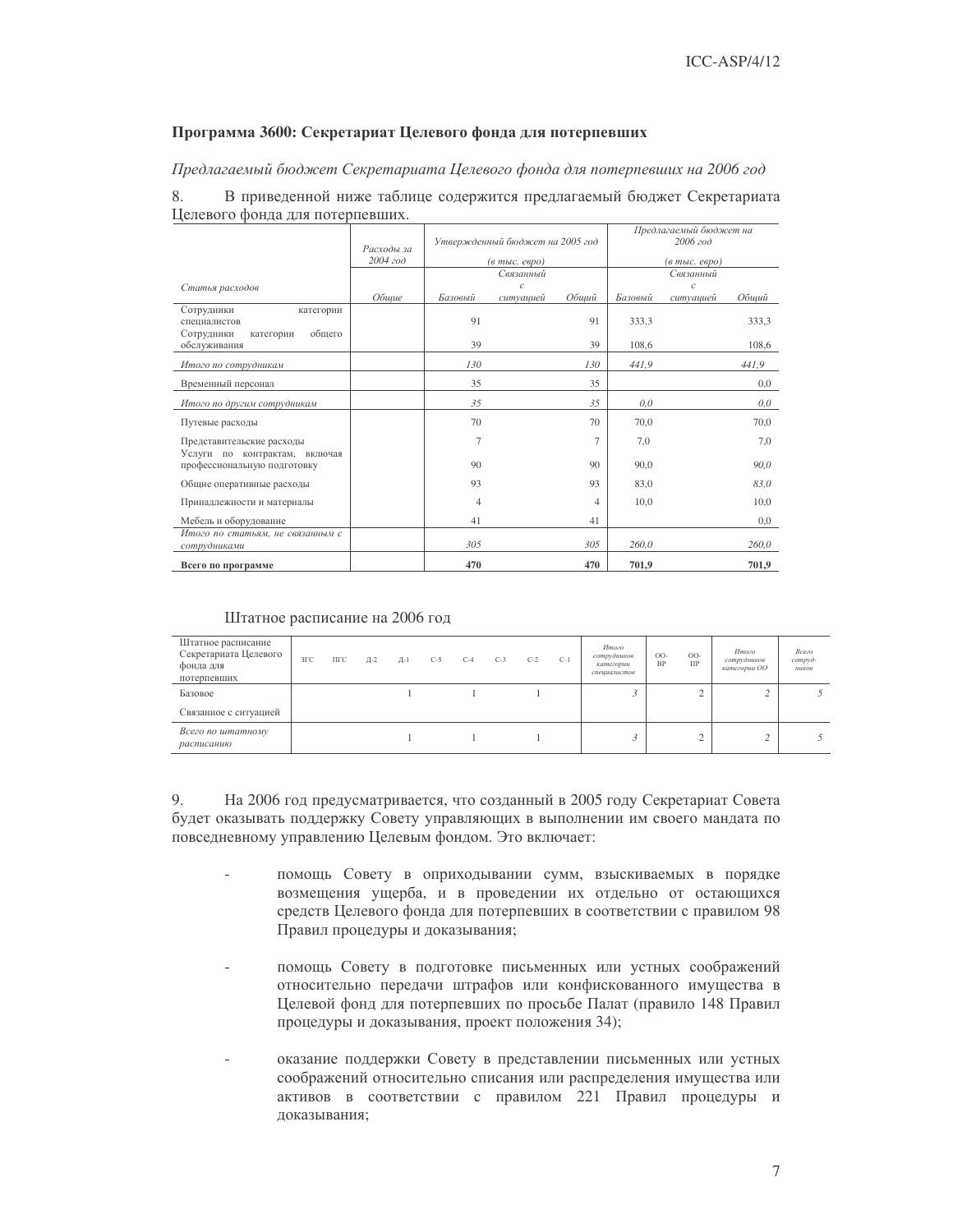### Программа 3600: Секретариат Целевого фонда для потерпевших

*Предлагаемый бюджет Секретариата Целевого фонда для потерпевших на 2006 год*

8. В приведенной ниже таблице содержится предлагаемый бюджет Секретариата Целевого фонда для потерпевших.

| Статья расходов | Расходы за 2004 год | Утвержденный бюджет на 2005 год (в тыс. евро) | | | Предлагаемый бюджет на 2006 год (в тыс. евро) | | |
|---|---|---|---|---|---|---|---|
| | Общие | Базовый | Связанный с ситуацией | Общий | Базовый | Связанный с ситуацией | Общий |
| Сотрудники категории специалистов | | 91 | | 91 | 333,3 | | 333,3 |
| Сотрудники категории общего обслуживания | | 39 | | 39 | 108,6 | | 108,6 |
| *Итого по сотрудникам* | | *130* | | *130* | *441,9* | | *441,9* |
| Временный персонал | | 35 | | 35 | | | 0,0 |
| *Итого по другим сотрудникам* | | *35* | | *35* | *0,0* | | *0,0* |
| Путевые расходы | | 70 | | 70 | 70,0 | | 70,0 |
| Представительские расходы | | 7 | | 7 | 7,0 | | 7,0 |
| Услуги по контрактам, включая профессиональную подготовку | | 90 | | 90 | 90,0 | | *90,0* |
| Общие оперативные расходы | | 93 | | 93 | 83,0 | | *83,0* |
| Принадлежности и материалы | | 4 | | 4 | 10,0 | | 10,0 |
| Мебель и оборудование | | 41 | | 41 | | | 0,0 |
| *Итого по статьям, не связанным с сотрудниками* | | *305* | | *305* | *260,0* | | *260,0* |
| **Всего по программе** | | **470** | | **470** | **701,9** | | **701,9** |

Штатное расписание на 2006 год

| Штатное расписание Секретариата Целевого фонда для потерпевших | ЗГС | ПГС | Д-2 | Д-1 | С-5 | С-4 | С-3 | С-2 | С-1 | *Итого сотрудников категории специалистов* | ОО-ВР | ОО-ПР | *Итого сотрудников категории ОО* | *Всего сотрудников* |
|---|---|---|---|---|---|---|---|---|---|---|---|---|---|---|
| Базовое | | | | 1 | | 1 | | 1 | | *3* | | 2 | *2* | *5* |
| Связанное с ситуацией | | | | | | | | | | | | | | |
| *Всего по штатному расписанию* | | | | 1 | | 1 | | 1 | | *3* | | 2 | *2* | *5* |

9. На 2006 год предусматривается, что созданный в 2005 году Секретариат Совета будет оказывать поддержку Совету управляющих в выполнении им своего мандата по повседневному управлению Целевым фондом. Это включает:

- помощь Совету в оприходывании сумм, взыскиваемых в порядке возмещения ущерба, и в проведении их отдельно от остающихся средств Целевого фонда для потерпевших в соответствии с правилом 98 Правил процедуры и доказывания;

- помощь Совету в подготовке письменных или устных соображений относительно передачи штрафов или конфискованного имущества в Целевой фонд для потерпевших по просьбе Палат (правило 148 Правил процедуры и доказывания, проект положения 34);

- оказание поддержки Совету в представлении письменных или устных соображений относительно списания или распределения имущества или активов в соответствии с правилом 221 Правил процедуры и доказывания;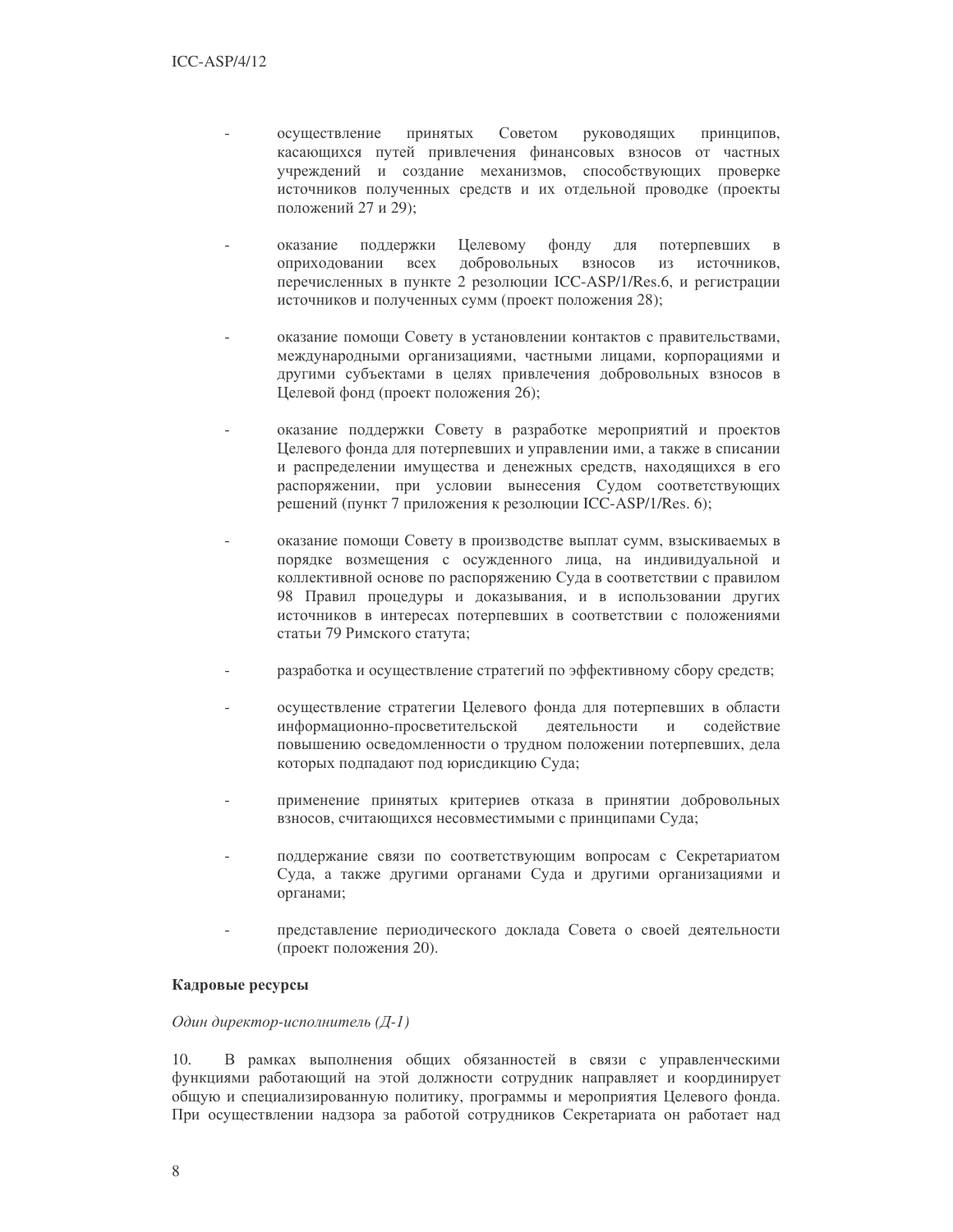- осуществление принятых Советом руководящих принципов, касающихся путей привлечения финансовых взносов от частных учреждений и создание механизмов, способствующих проверке источников полученных средств и их отдельной проводке (проекты положений 27 и 29);

- оказание поддержки Целевому фонду для потерпевших в оприходовании всех добровольных взносов из источников, перечисленных в пункте 2 резолюции ICC-ASP/1/Res.6, и регистрации источников и полученных сумм (проект положения 28);

- оказание помощи Совету в установлении контактов с правительствами, международными организациями, частными лицами, корпорациями и другими субъектами в целях привлечения добровольных взносов в Целевой фонд (проект положения 26);

- оказание поддержки Совету в разработке мероприятий и проектов Целевого фонда для потерпевших и управлении ими, а также в списании и распределении имущества и денежных средств, находящихся в его распоряжении, при условии вынесения Судом соответствующих решений (пункт 7 приложения к резолюции ICC-ASP/1/Res. 6);

- оказание помощи Совету в производстве выплат сумм, взыскиваемых в порядке возмещения с осужденного лица, на индивидуальной и коллективной основе по распоряжению Суда в соответствии с правилом 98 Правил процедуры и доказывания, и в использовании других источников в интересах потерпевших в соответствии с положениями статьи 79 Римского статута;

- разработка и осуществление стратегий по эффективному сбору средств;

- осуществление стратегии Целевого фонда для потерпевших в области информационно-просветительской деятельности и содействие повышению осведомленности о трудном положении потерпевших, дела которых подпадают под юрисдикцию Суда;

- применение принятых критериев отказа в принятии добровольных взносов, считающихся несовместимыми с принципами Суда;

- поддержание связи по соответствующим вопросам с Секретариатом Суда, а также другими органами Суда и другими организациями и органами;

- представление периодического доклада Совета о своей деятельности (проект положения 20).

**Кадровые ресурсы**

*Один директор-исполнитель (Д-1)*

10. В рамках выполнения общих обязанностей в связи с управленческими функциями работающий на этой должности сотрудник направляет и координирует общую и специализированную политику, программы и мероприятия Целевого фонда. При осуществлении надзора за работой сотрудников Секретариата он работает над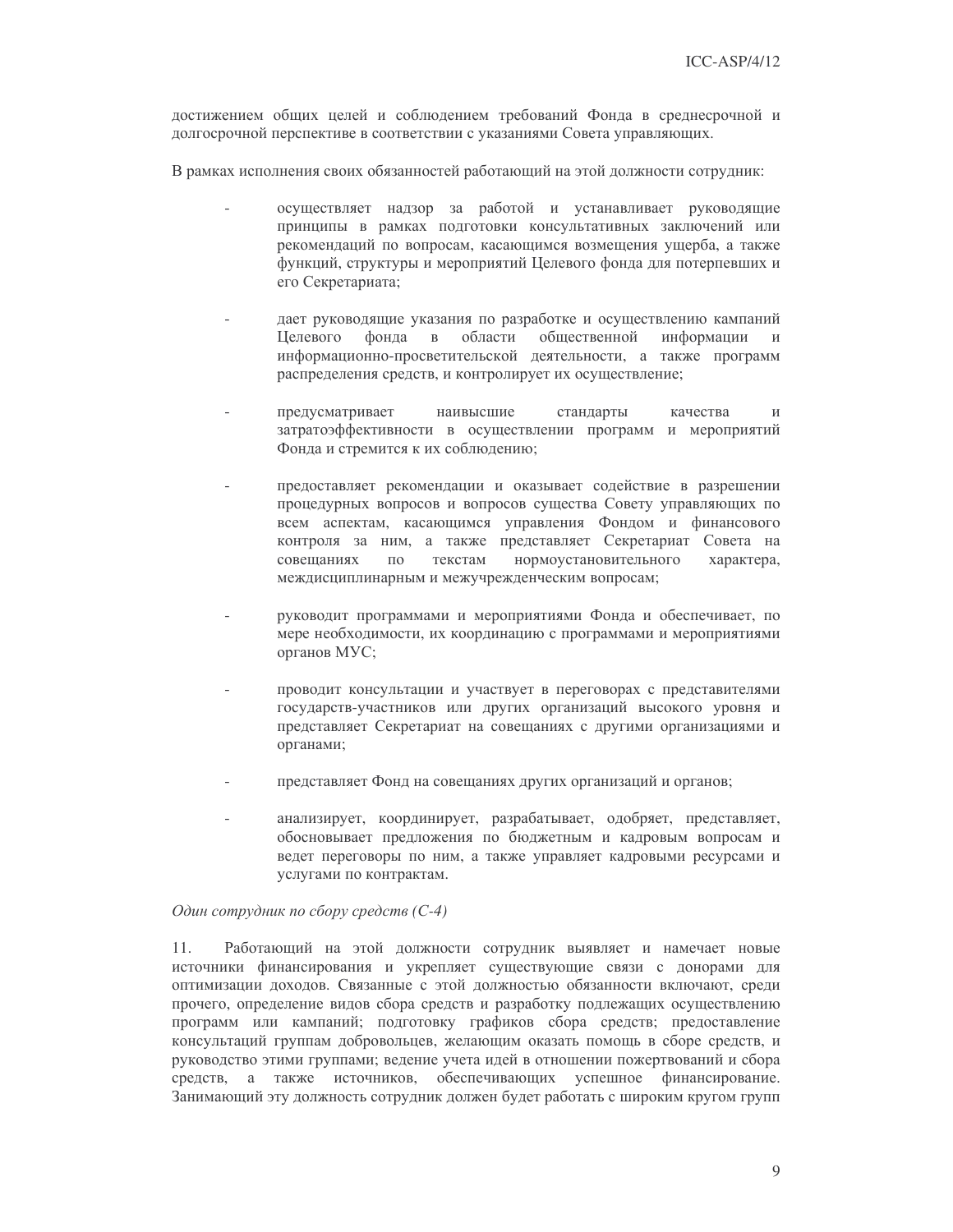достижением общих целей и соблюдением требований Фонда в среднесрочной и долгосрочной перспективе в соответствии с указаниями Совета управляющих.

В рамках исполнения своих обязанностей работающий на этой должности сотрудник:

- осуществляет надзор за работой и устанавливает руководящие принципы в рамках подготовки консультативных заключений или рекомендаций по вопросам, касающимся возмещения ущерба, а также функций, структуры и мероприятий Целевого фонда для потерпевших и его Секретариата;

- дает руководящие указания по разработке и осуществлению кампаний Целевого фонда в области общественной информации и информационно-просветительской деятельности, а также программ распределения средств, и контролирует их осуществление;

- предусматривает наивысшие стандарты качества и затратоэффективности в осуществлении программ и мероприятий Фонда и стремится к их соблюдению;

- предоставляет рекомендации и оказывает содействие в разрешении процедурных вопросов и вопросов существа Совету управляющих по всем аспектам, касающимся управления Фондом и финансового контроля за ним, а также представляет Секретариат Совета на совещаниях по текстам нормоустановительного характера, междисциплинарным и межучрежденческим вопросам;

- руководит программами и мероприятиями Фонда и обеспечивает, по мере необходимости, их координацию с программами и мероприятиями органов МУС;

- проводит консультации и участвует в переговорах с представителями государств-участников или других организаций высокого уровня и представляет Секретариат на совещаниях с другими организациями и органами;

- представляет Фонд на совещаниях других организаций и органов;

- анализирует, координирует, разрабатывает, одобряет, представляет, обосновывает предложения по бюджетным и кадровым вопросам и ведет переговоры по ним, а также управляет кадровыми ресурсами и услугами по контрактам.

*Один сотрудник по сбору средств (С-4)*

11. Работающий на этой должности сотрудник выявляет и намечает новые источники финансирования и укрепляет существующие связи с донорами для оптимизации доходов. Связанные с этой должностью обязанности включают, среди прочего, определение видов сбора средств и разработку подлежащих осуществлению программ или кампаний; подготовку графиков сбора средств; предоставление консультаций группам добровольцев, желающим оказать помощь в сборе средств, и руководство этими группами; ведение учета идей в отношении пожертвований и сбора средств, а также источников, обеспечивающих успешное финансирование. Занимающий эту должность сотрудник должен будет работать с широким кругом групп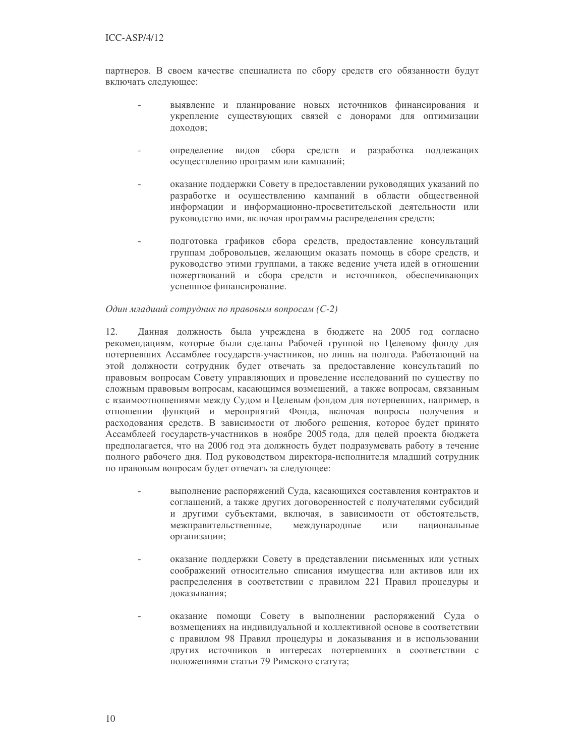партнеров. В своем качестве специалиста по сбору средств его обязанности будут включать следующее:

- выявление и планирование новых источников финансирования и укрепление существующих связей с донорами для оптимизации доходов;

- определение видов сбора средств и разработка подлежащих осуществлению программ или кампаний;

- оказание поддержки Совету в предоставлении руководящих указаний по разработке и осуществлению кампаний в области общественной информации и информационно-просветительской деятельности или руководство ими, включая программы распределения средств;

- подготовка графиков сбора средств, предоставление консультаций группам добровольцев, желающим оказать помощь в сборе средств, и руководство этими группами, а также ведение учета идей в отношении пожертвований и сбора средств и источников, обеспечивающих успешное финансирование.

*Один младший сотрудник по правовым вопросам (С-2)*

12. Данная должность была учреждена в бюджете на 2005 год согласно рекомендациям, которые были сделаны Рабочей группой по Целевому фонду для потерпевших Ассамблее государств-участников, но лишь на полгода. Работающий на этой должности сотрудник будет отвечать за предоставление консультаций по правовым вопросам Совету управляющих и проведение исследований по существу по сложным правовым вопросам, касающимся возмещений, а также вопросам, связанным с взаимоотношениями между Судом и Целевым фондом для потерпевших, например, в отношении функций и мероприятий Фонда, включая вопросы получения и расходования средств. В зависимости от любого решения, которое будет принято Ассамблеей государств-участников в ноябре 2005 года, для целей проекта бюджета предполагается, что на 2006 год эта должность будет подразумевать работу в течение полного рабочего дня. Под руководством директора-исполнителя младший сотрудник по правовым вопросам будет отвечать за следующее:

- выполнение распоряжений Суда, касающихся составления контрактов и соглашений, а также других договоренностей с получателями субсидий и другими субъектами, включая, в зависимости от обстоятельств, межправительственные, международные или национальные организации;

- оказание поддержки Совету в представлении письменных или устных соображений относительно списания имущества или активов или их распределения в соответствии с правилом 221 Правил процедуры и доказывания;

- оказание помощи Совету в выполнении распоряжений Суда о возмещениях на индивидуальной и коллективной основе в соответствии с правилом 98 Правил процедуры и доказывания и в использовании других источников в интересах потерпевших в соответствии с положениями статьи 79 Римского статута;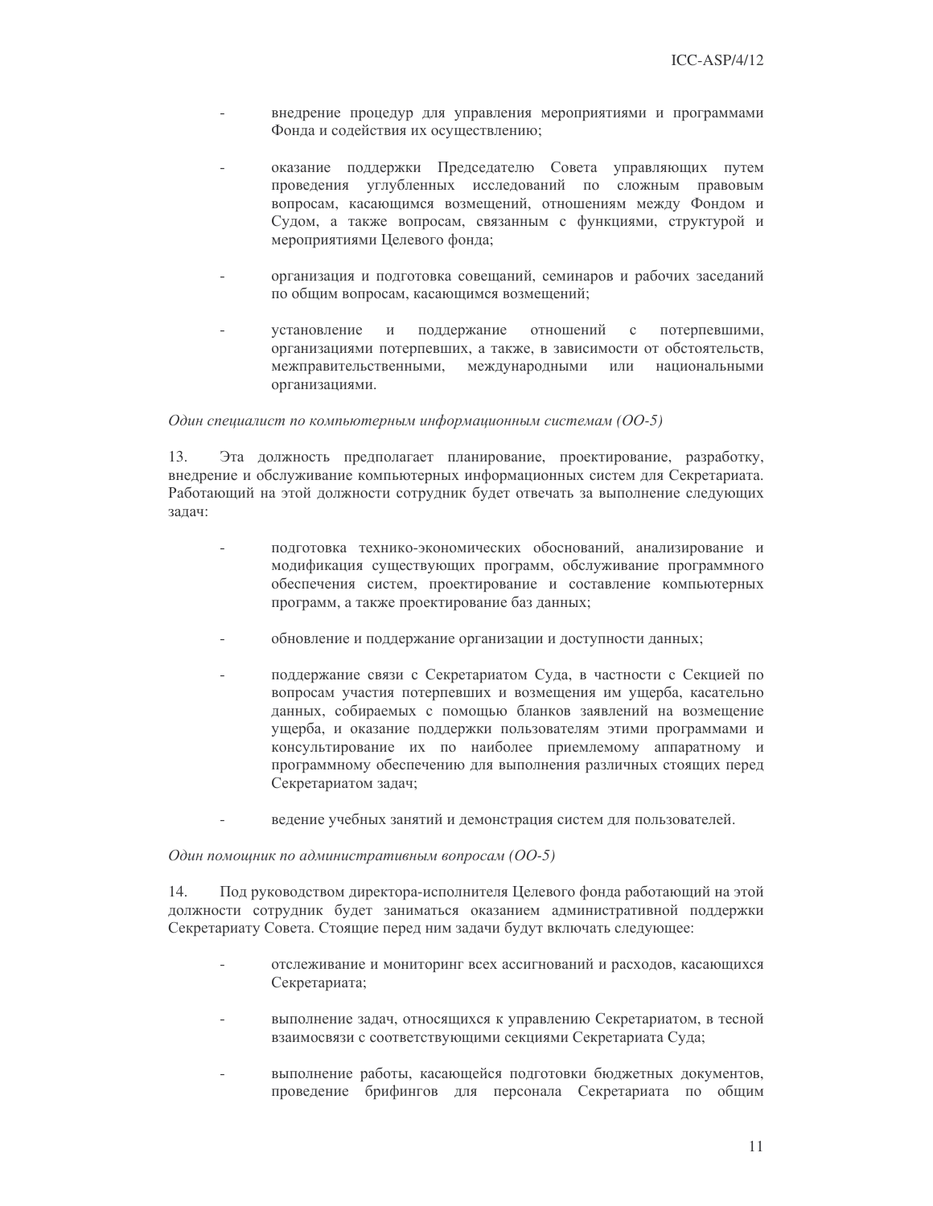- внедрение процедур для управления мероприятиями и программами Фонда и содействия их осуществлению;

- оказание поддержки Председателю Совета управляющих путем проведения углубленных исследований по сложным правовым вопросам, касающимся возмещений, отношениям между Фондом и Судом, а также вопросам, связанным с функциями, структурой и мероприятиями Целевого фонда;

- организация и подготовка совещаний, семинаров и рабочих заседаний по общим вопросам, касающимся возмещений;

- установление и поддержание отношений с потерпевшими, организациями потерпевших, а также, в зависимости от обстоятельств, межправительственными, международными или национальными организациями.

*Один специалист по компьютерным информационным системам (ОО-5)*

13. Эта должность предполагает планирование, проектирование, разработку, внедрение и обслуживание компьютерных информационных систем для Секретариата. Работающий на этой должности сотрудник будет отвечать за выполнение следующих задач:

- подготовка технико-экономических обоснований, анализирование и модификация существующих программ, обслуживание программного обеспечения систем, проектирование и составление компьютерных программ, а также проектирование баз данных;

- обновление и поддержание организации и доступности данных;

- поддержание связи с Секретариатом Суда, в частности с Секцией по вопросам участия потерпевших и возмещения им ущерба, касательно данных, собираемых с помощью бланков заявлений на возмещение ущерба, и оказание поддержки пользователям этими программами и консультирование их по наиболее приемлемому аппаратному и программному обеспечению для выполнения различных стоящих перед Секретариатом задач;

- ведение учебных занятий и демонстрация систем для пользователей.

*Один помощник по административным вопросам (ОО-5)*

14. Под руководством директора-исполнителя Целевого фонда работающий на этой должности сотрудник будет заниматься оказанием административной поддержки Секретариату Совета. Стоящие перед ним задачи будут включать следующее:

- отслеживание и мониторинг всех ассигнований и расходов, касающихся Секретариата;

- выполнение задач, относящихся к управлению Секретариатом, в тесной взаимосвязи с соответствующими секциями Секретариата Суда;

- выполнение работы, касающейся подготовки бюджетных документов, проведение брифингов для персонала Секретариата по общим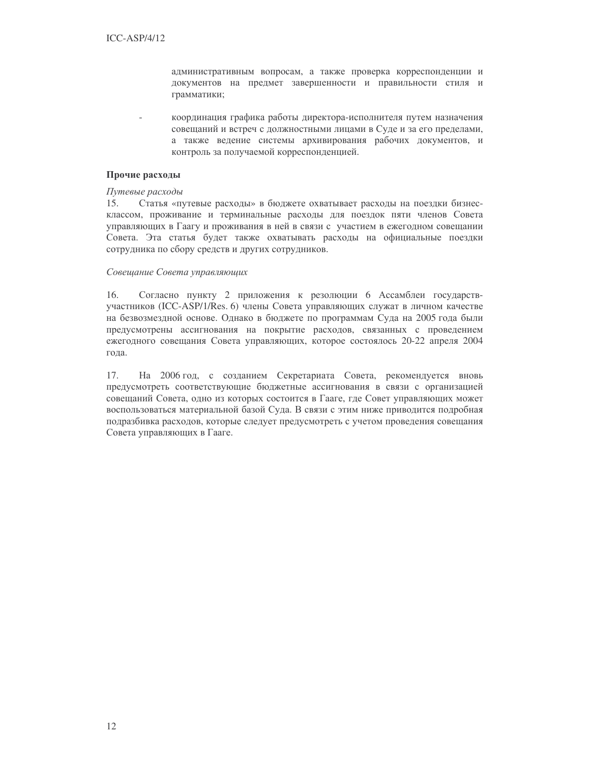административным вопросам, а также проверка корреспонденции и документов на предмет завершенности и правильности стиля и грамматики;

- координация графика работы директора-исполнителя путем назначения совещаний и встреч с должностными лицами в Суде и за его пределами, а также ведение системы архивирования рабочих документов, и контроль за получаемой корреспонденцией.

**Прочие расходы**

*Путевые расходы*

15. Статья «путевые расходы» в бюджете охватывает расходы на поездки бизнес-классом, проживание и терминальные расходы для поездок пяти членов Совета управляющих в Гаагу и проживания в ней в связи с участием в ежегодном совещании Совета. Эта статья будет также охватывать расходы на официальные поездки сотрудника по сбору средств и других сотрудников.

*Совещание Совета управляющих*

16. Согласно пункту 2 приложения к резолюции 6 Ассамблеи государств-участников (ICC-ASP/1/Res. 6) члены Совета управляющих служат в личном качестве на безвозмездной основе. Однако в бюджете по программам Суда на 2005 года были предусмотрены ассигнования на покрытие расходов, связанных с проведением ежегодного совещания Совета управляющих, которое состоялось 20-22 апреля 2004 года.

17. На 2006 год, с созданием Секретариата Совета, рекомендуется вновь предусмотреть соответствующие бюджетные ассигнования в связи с организацией совещаний Совета, одно из которых состоится в Гааге, где Совет управляющих может воспользоваться материальной базой Суда. В связи с этим ниже приводится подробная подразбивка расходов, которые следует предусмотреть с учетом проведения совещания Совета управляющих в Гааге.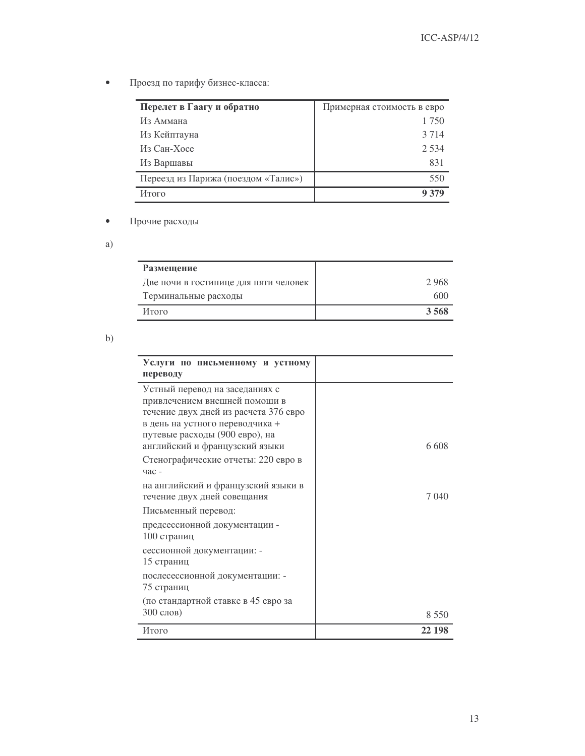- Проезд по тарифу бизнес-класса:

| **Перелет в Гаагу и обратно** | Примерная стоимость в евро |
|---|---:|
| Из Аммана | 1 750 |
| Из Кейптауна | 3 714 |
| Из Сан-Хосе | 2 534 |
| Из Варшавы | 831 |
| Переезд из Парижа (поездом «Талис») | 550 |
| Итого | **9 379** |

- Прочие расходы

a)

| **Размещение** | |
|---|---:|
| Две ночи в гостинице для пяти человек | 2 968 |
| Терминальные расходы | 600 |
| Итого | **3 568** |

b)

| **Услуги по письменному и устному переводу** | |
|---|---:|
| Устный перевод на заседаниях с привлечением внешней помощи в течение двух дней из расчета 376 евро в день на устного переводчика + путевые расходы (900 евро), на английский и французский языки | 6 608 |
| Стенографические отчеты: 220 евро в час - на английский и французский языки в течение двух дней совещания | 7 040 |
| Письменный перевод: предсессионной документации - 100 страниц; сессионной документации: - 15 страниц; послесессионной документации: - 75 страниц (по стандартной ставке в 45 евро за 300 слов) | 8 550 |
| Итого | **22 198** |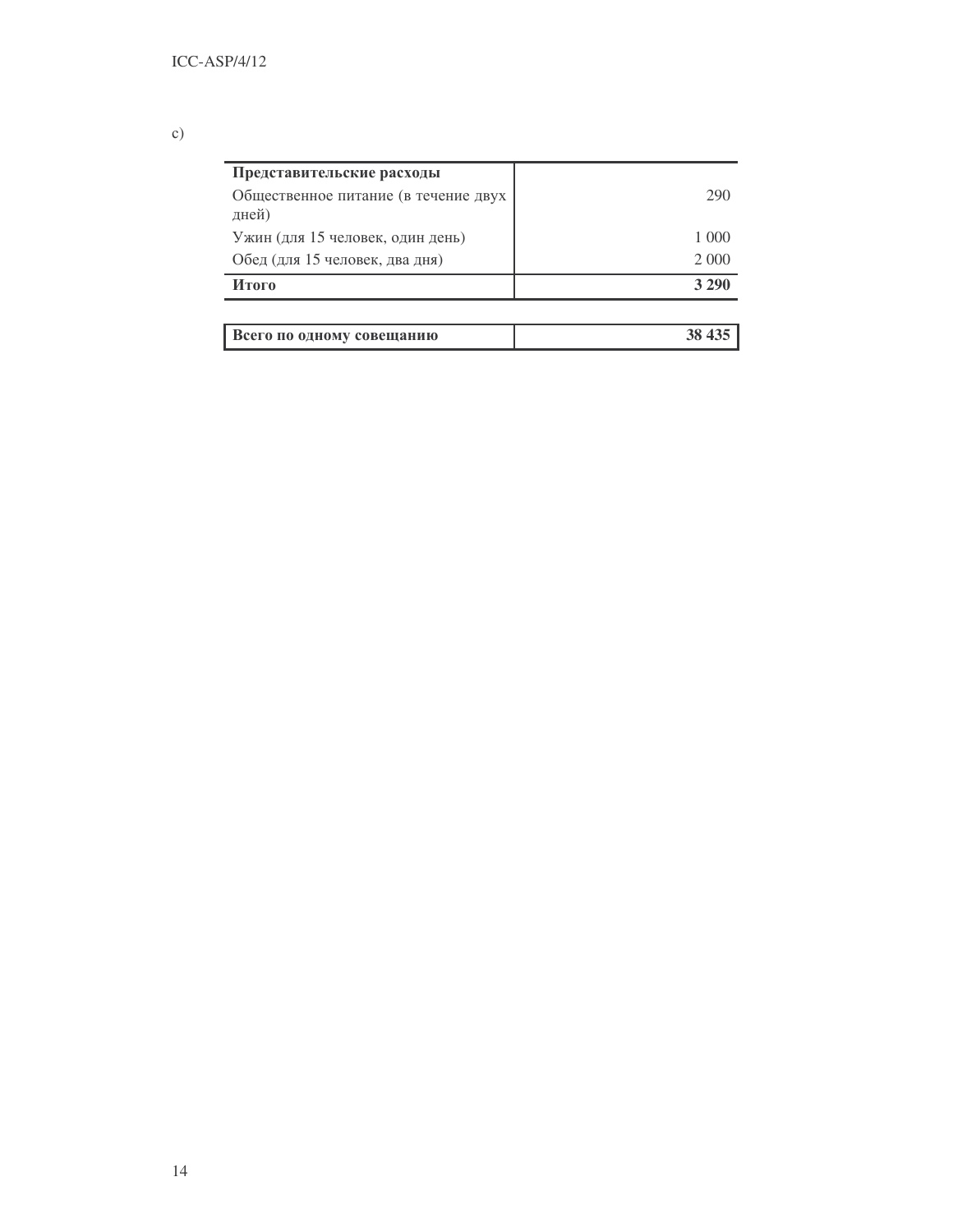c)

| **Представительские расходы** | |
|---|---:|
| Общественное питание (в течение двух дней) | 290 |
| Ужин (для 15 человек, один день) | 1 000 |
| Обед (для 15 человек, два дня) | 2 000 |
| **Итого** | **3 290** |

| **Всего по одному совещанию** | **38 435** |
|---|---:|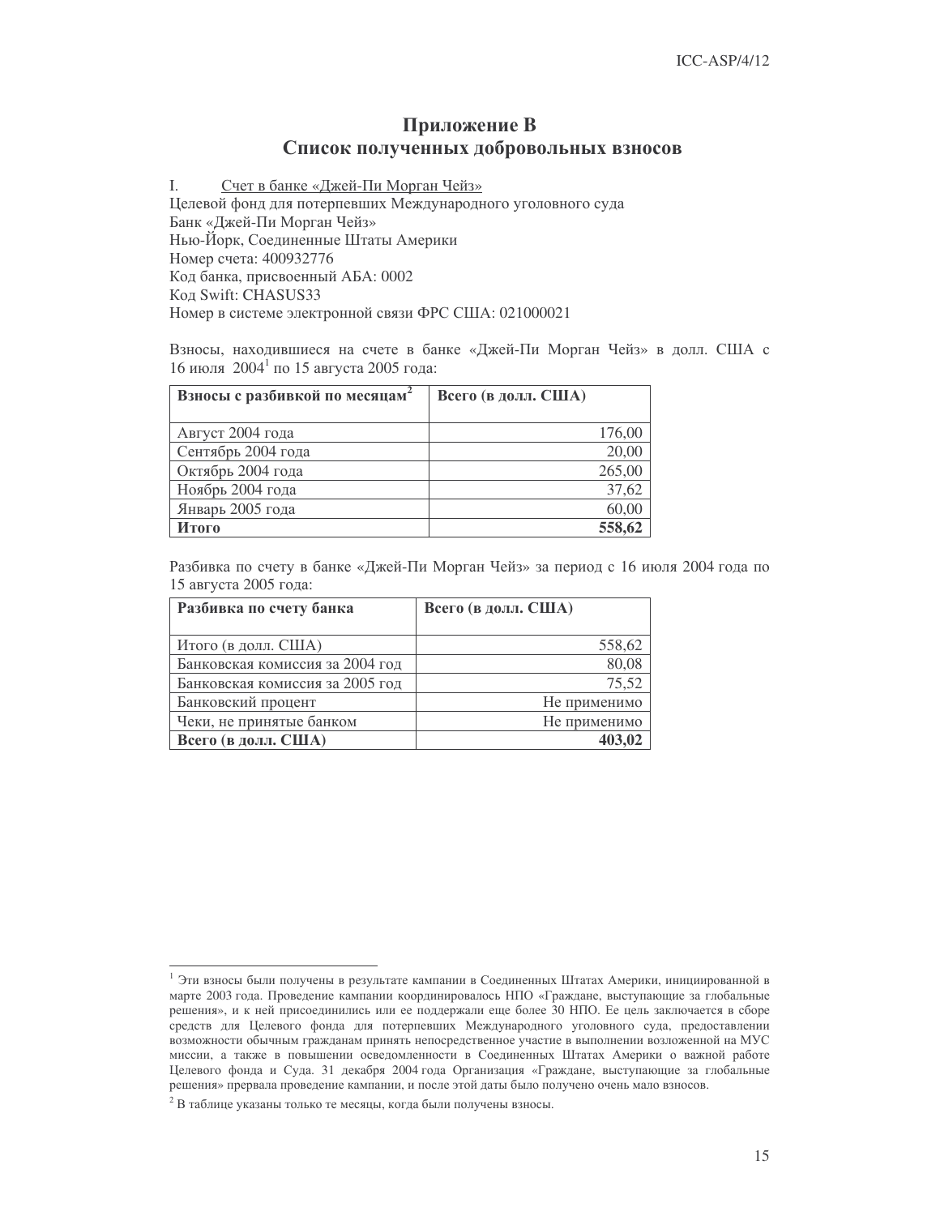# Приложение B
## Список полученных добровольных взносов

I. Счет в банке «Джей-Пи Морган Чейз»

Целевой фонд для потерпевших Международного уголовного суда
Банк «Джей-Пи Морган Чейз»
Нью-Йорк, Соединенные Штаты Америки
Номер счета: 400932776
Код банка, присвоенный АБА: 0002
Код Swift: CHASUS33
Номер в системе электронной связи ФРС США: 021000021

Взносы, находившиеся на счете в банке «Джей-Пи Морган Чейз» в долл. США с 16 июля 2004[1] по 15 августа 2005 года:

| Взносы с разбивкой по месяцам[2] | Всего (в долл. США) |
|---|---:|
| Август 2004 года | 176,00 |
| Сентябрь 2004 года | 20,00 |
| Октябрь 2004 года | 265,00 |
| Ноябрь 2004 года | 37,62 |
| Январь 2005 года | 60,00 |
| **Итого** | **558,62** |

Разбивка по счету в банке «Джей-Пи Морган Чейз» за период с 16 июля 2004 года по 15 августа 2005 года:

| Разбивка по счету банка | Всего (в долл. США) |
|---|---:|
| Итого (в долл. США) | 558,62 |
| Банковская комиссия за 2004 год | 80,08 |
| Банковская комиссия за 2005 год | 75,52 |
| Банковский процент | Не применимо |
| Чеки, не принятые банком | Не применимо |
| **Всего (в долл. США)** | **403,02** |

---

[1] Эти взносы были получены в результате кампании в Соединенных Штатах Америки, инициированной в марте 2003 года. Проведение кампании координировалось НПО «Граждане, выступающие за глобальные решения», и к ней присоединились или ее поддержали еще более 30 НПО. Ее цель заключается в сборе средств для Целевого фонда для потерпевших Международного уголовного суда, предоставлении возможности обычным гражданам принять непосредственное участие в выполнении возложенной на МУС миссии, а также в повышении осведомленности в Соединенных Штатах Америки о важной работе Целевого фонда и Суда. 31 декабря 2004 года Организация «Граждане, выступающие за глобальные решения» прервала проведение кампании, и после этой даты было получено очень мало взносов.

[2] В таблице указаны только те месяцы, когда были получены взносы.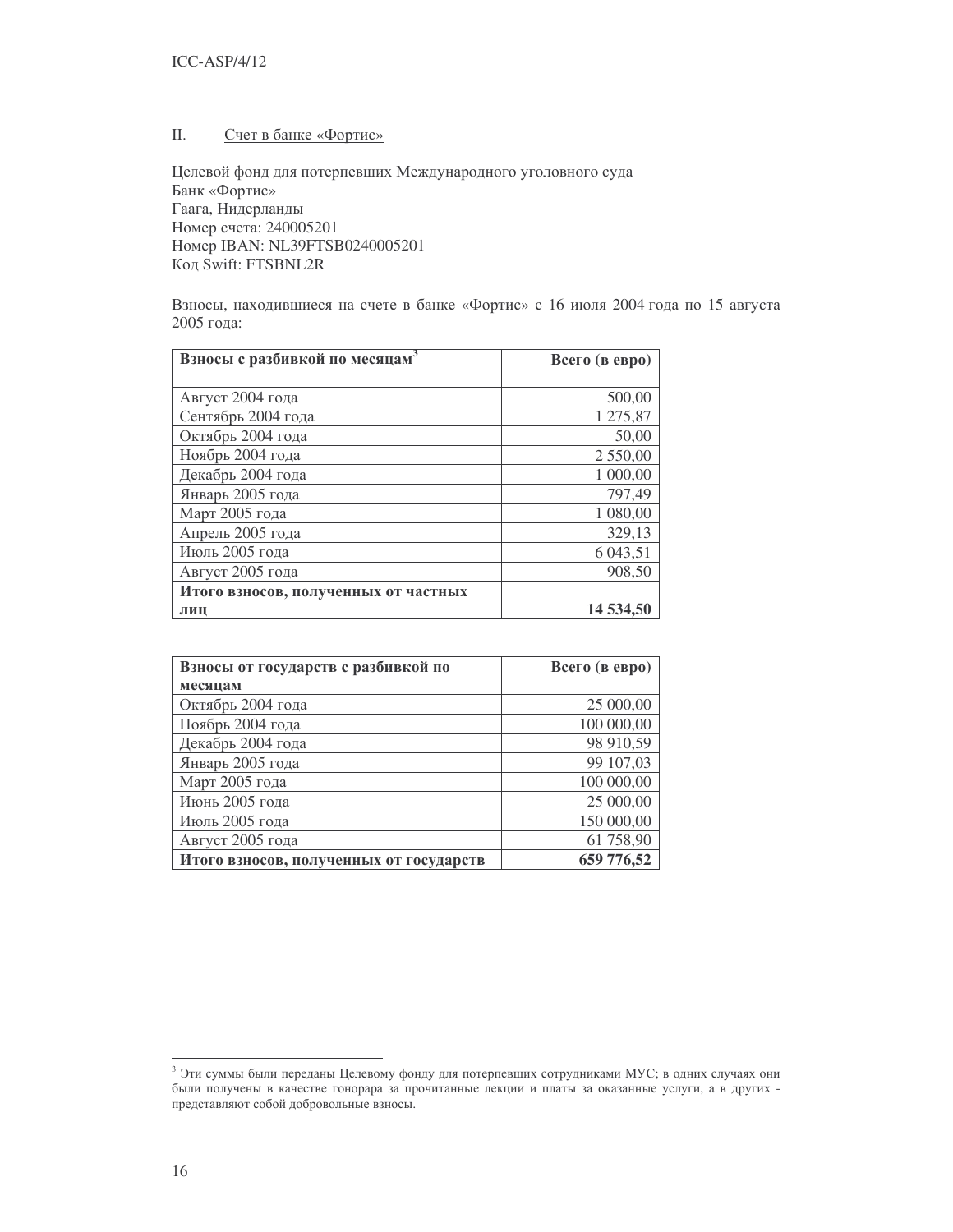## II. Счет в банке «Фортис»

Целевой фонд для потерпевших Международного уголовного суда
Банк «Фортис»
Гаага, Нидерланды
Номер счета: 240005201
Номер IBAN: NL39FTSB0240005201
Код Swift: FTSBNL2R

Взносы, находившиеся на счете в банке «Фортис» с 16 июля 2004 года по 15 августа 2005 года:

| **Взносы с разбивкой по месяцам**[3] | **Всего (в евро)** |
|---|---:|
| Август 2004 года | 500,00 |
| Сентябрь 2004 года | 1 275,87 |
| Октябрь 2004 года | 50,00 |
| Ноябрь 2004 года | 2 550,00 |
| Декабрь 2004 года | 1 000,00 |
| Январь 2005 года | 797,49 |
| Март 2005 года | 1 080,00 |
| Апрель 2005 года | 329,13 |
| Июль 2005 года | 6 043,51 |
| Август 2005 года | 908,50 |
| **Итого взносов, полученных от частных лиц** | **14 534,50** |

| **Взносы от государств с разбивкой по месяцам** | **Всего (в евро)** |
|---|---:|
| Октябрь 2004 года | 25 000,00 |
| Ноябрь 2004 года | 100 000,00 |
| Декабрь 2004 года | 98 910,59 |
| Январь 2005 года | 99 107,03 |
| Март 2005 года | 100 000,00 |
| Июнь 2005 года | 25 000,00 |
| Июль 2005 года | 150 000,00 |
| Август 2005 года | 61 758,90 |
| **Итого взносов, полученных от государств** | **659 776,52** |

---

[3] Эти суммы были переданы Целевому фонду для потерпевших сотрудниками МУС; в одних случаях они были получены в качестве гонорара за прочитанные лекции и платы за оказанные услуги, а в других - представляют собой добровольные взносы.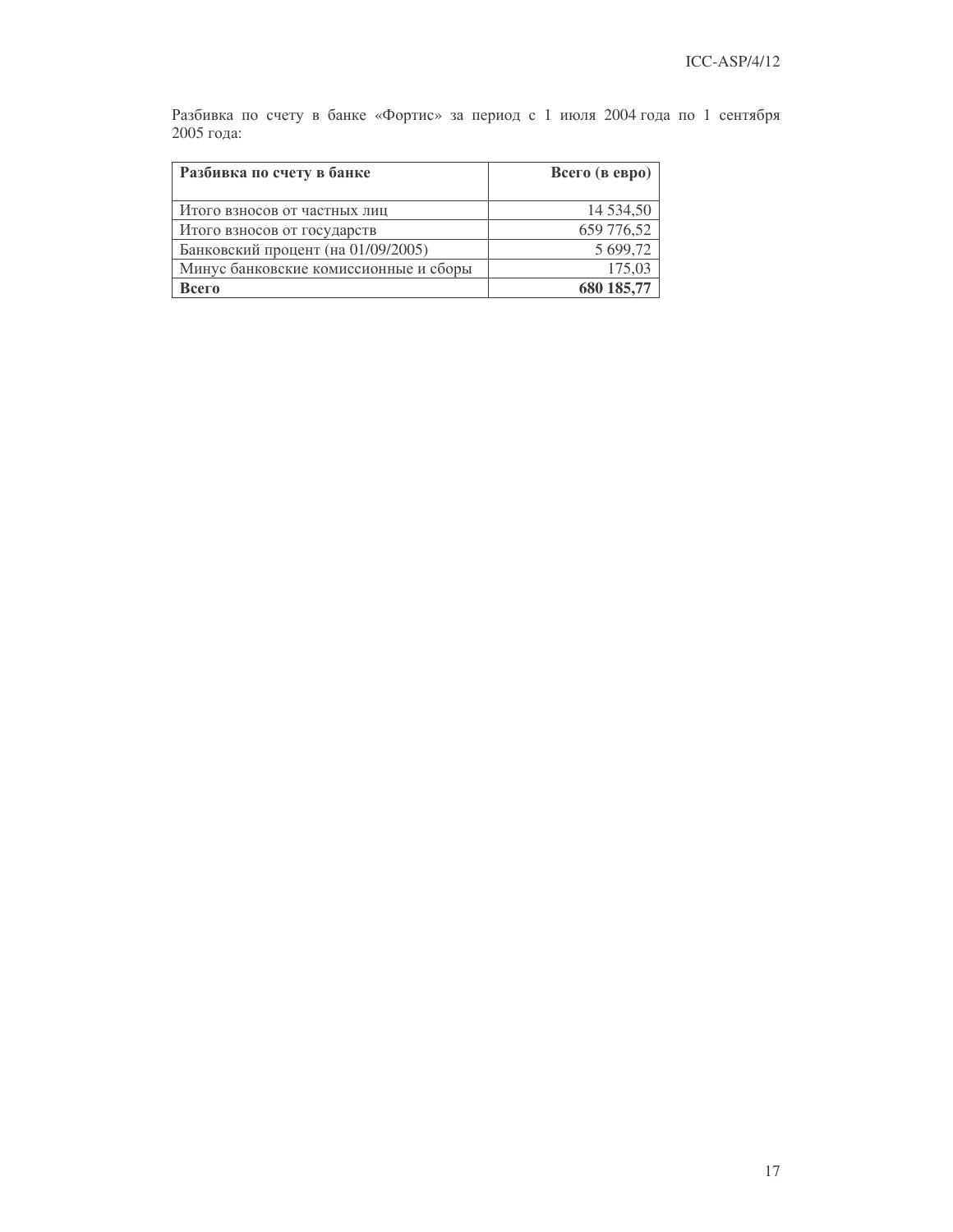Разбивка по счету в банке «Фортис» за период с 1 июля 2004 года по 1 сентября 2005 года:

| **Разбивка по счету в банке** | **Всего (в евро)** |
|---|---:|
| Итого взносов от частных лиц | 14 534,50 |
| Итого взносов от государств | 659 776,52 |
| Банковский процент (на 01/09/2005) | 5 699,72 |
| Минус банковские комиссионные и сборы | 175,03 |
| **Всего** | **680 185,77** |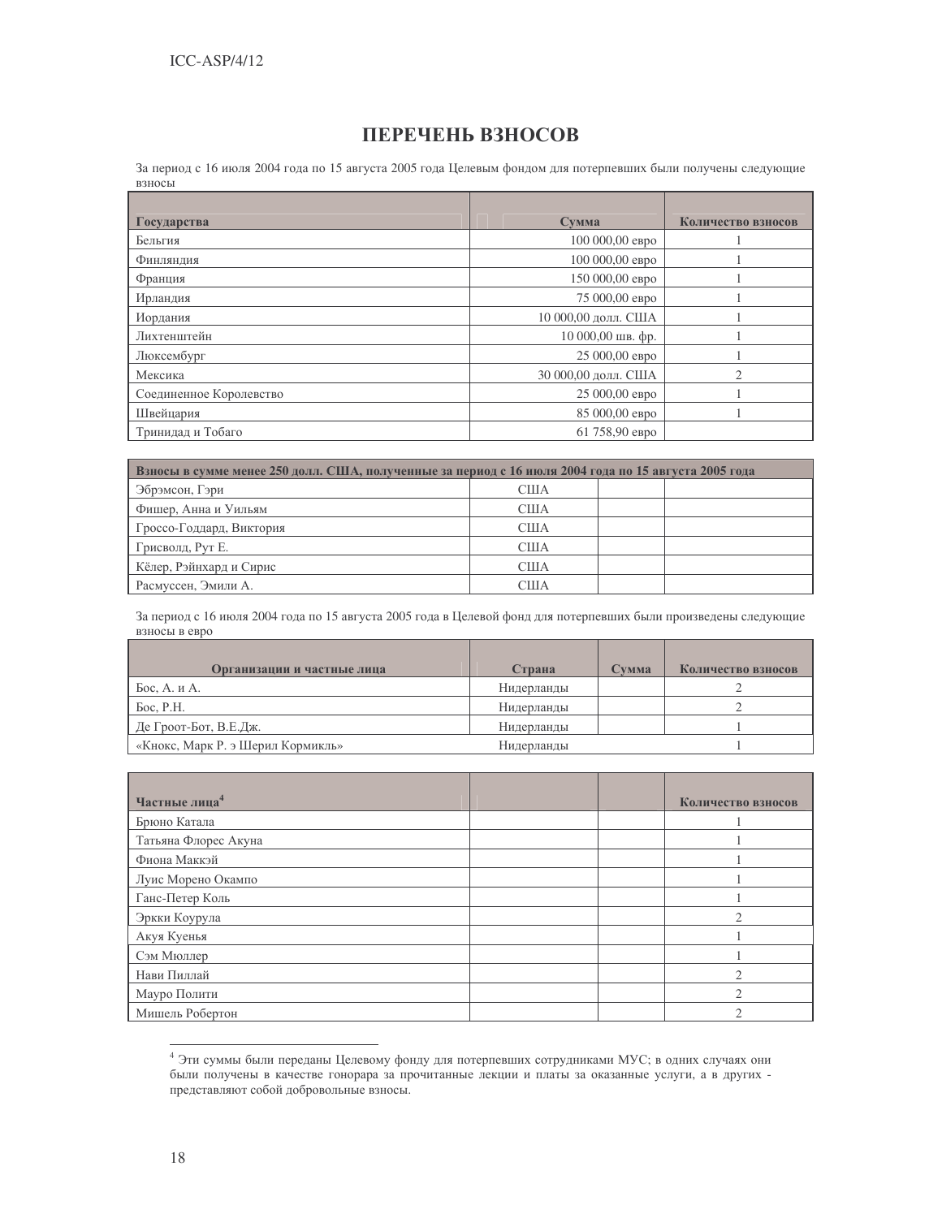## ПЕРЕЧЕНЬ ВЗНОСОВ

За период с 16 июля 2004 года по 15 августа 2005 года Целевым фондом для потерпевших были получены следующие взносы

| Государства | Сумма | Количество взносов |
|---|---|---|
| Бельгия | 100 000,00 евро | 1 |
| Финляндия | 100 000,00 евро | 1 |
| Франция | 150 000,00 евро | 1 |
| Ирландия | 75 000,00 евро | 1 |
| Иордания | 10 000,00 долл. США | 1 |
| Лихтенштейн | 10 000,00 шв. фр. | 1 |
| Люксембург | 25 000,00 евро | 1 |
| Мексика | 30 000,00 долл. США | 2 |
| Соединенное Королевство | 25 000,00 евро | 1 |
| Швейцария | 85 000,00 евро | 1 |
| Тринидад и Тобаго | 61 758,90 евро | |

| Взносы в сумме менее 250 долл. США, полученные за период с 16 июля 2004 года по 15 августа 2005 года | | | |
|---|---|---|---|
| Эбрэмсон, Гэри | США | | |
| Фишер, Анна и Уильям | США | | |
| Гроссо-Годдард, Виктория | США | | |
| Грисволд, Рут Е. | США | | |
| Кёлер, Рэйнхард и Сирис | США | | |
| Расмуссен, Эмили А. | США | | |

За период с 16 июля 2004 года по 15 августа 2005 года в Целевой фонд для потерпевших были произведены следующие взносы в евро

| Организации и частные лица | Страна | Сумма | Количество взносов |
|---|---|---|---|
| Бос, А. и А. | Нидерланды | | 2 |
| Бос, Р.Н. | Нидерланды | | 2 |
| Де Гроот-Бот, В.Е.Дж. | Нидерланды | | 1 |
| «Кнокс, Марк Р. э Шерил Кормикль» | Нидерланды | | 1 |

| Частные лица[4] | | | Количество взносов |
|---|---|---|---|
| Брюно Катала | | | 1 |
| Татьяна Флорес Акуна | | | 1 |
| Фиона Маккэй | | | 1 |
| Луис Морено Окампо | | | 1 |
| Ганс-Петер Коль | | | 1 |
| Эркки Коурула | | | 2 |
| Акуя Куенья | | | 1 |
| Сэм Мюллер | | | 1 |
| Нави Пиллай | | | 2 |
| Мауро Полити | | | 2 |
| Мишель Робертон | | | 2 |

[4] Эти суммы были переданы Целевому фонду для потерпевших сотрудниками МУС; в одних случаях они были получены в качестве гонорара за прочитанные лекции и платы за оказанные услуги, а в других - представляют собой добровольные взносы.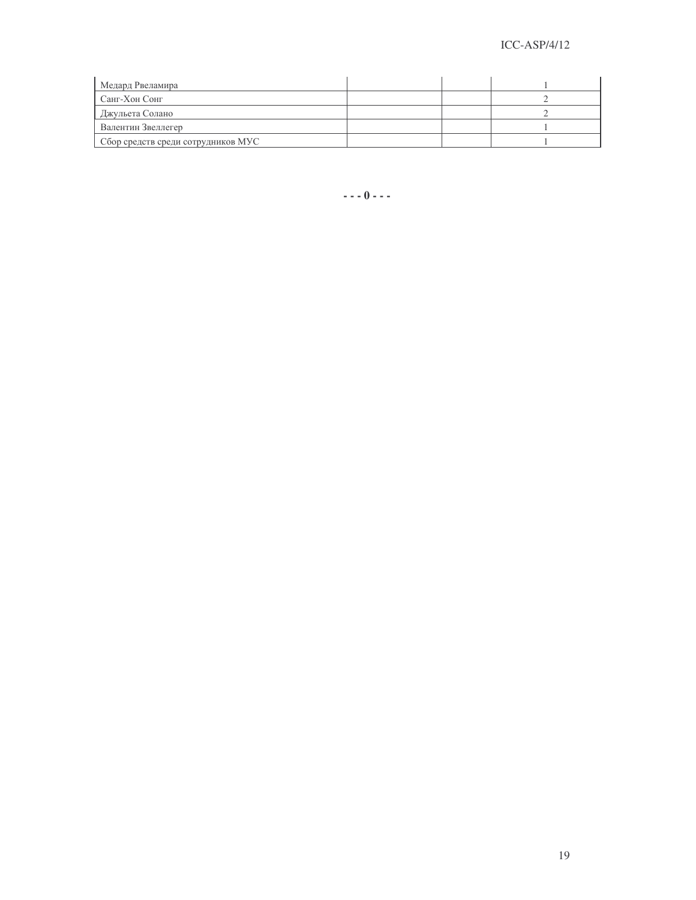| | | | |
|---|---|---|---|
| Медард Рвеламира | | | 1 |
| Санг-Хон Сонг | | | 2 |
| Джульета Солано | | | 2 |
| Валентин Звеллегер | | | 1 |
| Сбор средств среди сотрудников МУС | | | 1 |

**- - - 0 - - -**